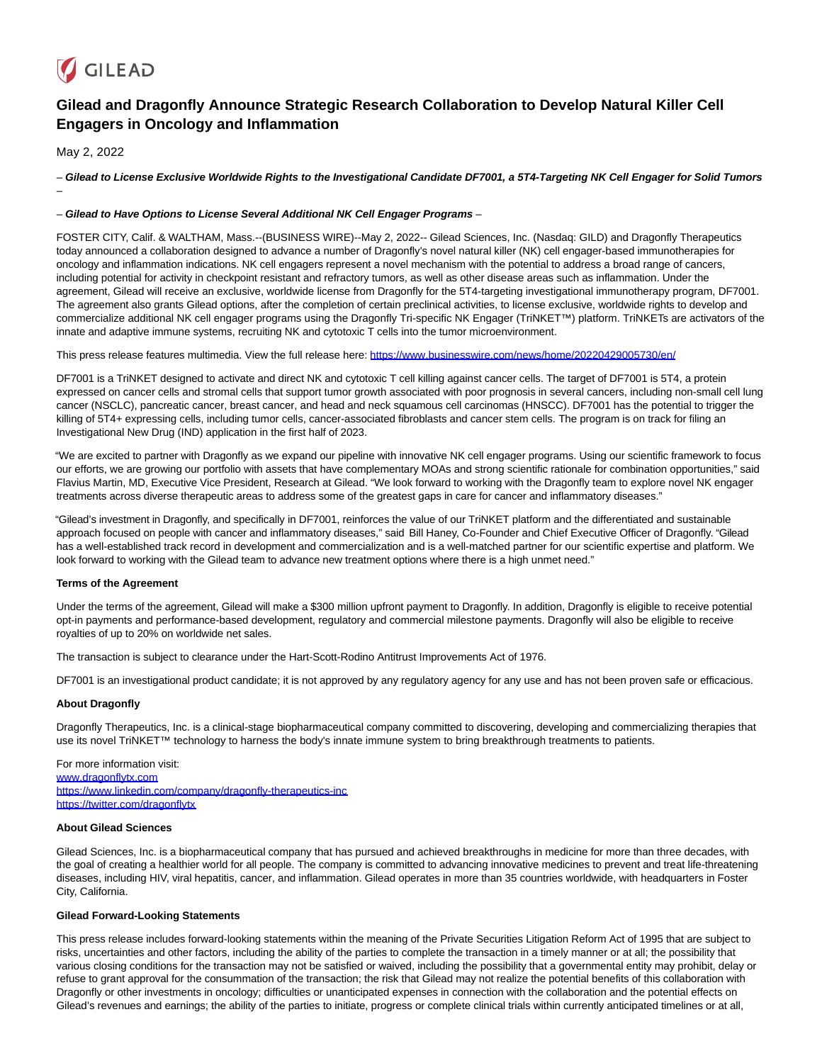GILEAD

# Gilead and Dragonfly Announce Strategic Research Collaboration to Develop Natural Killer Cell Engagers in Oncology and Inflammation

May 2, 2022

– ***Gilead to License Exclusive Worldwide Rights to the Investigational Candidate DF7001, a 5T4-Targeting NK Cell Engager for Solid Tumors*** –

– ***Gilead to Have Options to License Several Additional NK Cell Engager Programs*** –

FOSTER CITY, Calif. & WALTHAM, Mass.--(BUSINESS WIRE)--May 2, 2022-- Gilead Sciences, Inc. (Nasdaq: GILD) and Dragonfly Therapeutics today announced a collaboration designed to advance a number of Dragonfly's novel natural killer (NK) cell engager-based immunotherapies for oncology and inflammation indications. NK cell engagers represent a novel mechanism with the potential to address a broad range of cancers, including potential for activity in checkpoint resistant and refractory tumors, as well as other disease areas such as inflammation. Under the agreement, Gilead will receive an exclusive, worldwide license from Dragonfly for the 5T4-targeting investigational immunotherapy program, DF7001. The agreement also grants Gilead options, after the completion of certain preclinical activities, to license exclusive, worldwide rights to develop and commercialize additional NK cell engager programs using the Dragonfly Tri-specific NK Engager (TriNKET™) platform. TriNKETs are activators of the innate and adaptive immune systems, recruiting NK and cytotoxic T cells into the tumor microenvironment.

This press release features multimedia. View the full release here: https://www.businesswire.com/news/home/20220429005730/en/

DF7001 is a TriNKET designed to activate and direct NK and cytotoxic T cell killing against cancer cells. The target of DF7001 is 5T4, a protein expressed on cancer cells and stromal cells that support tumor growth associated with poor prognosis in several cancers, including non-small cell lung cancer (NSCLC), pancreatic cancer, breast cancer, and head and neck squamous cell carcinomas (HNSCC). DF7001 has the potential to trigger the killing of 5T4+ expressing cells, including tumor cells, cancer-associated fibroblasts and cancer stem cells. The program is on track for filing an Investigational New Drug (IND) application in the first half of 2023.

"We are excited to partner with Dragonfly as we expand our pipeline with innovative NK cell engager programs. Using our scientific framework to focus our efforts, we are growing our portfolio with assets that have complementary MOAs and strong scientific rationale for combination opportunities," said Flavius Martin, MD, Executive Vice President, Research at Gilead. "We look forward to working with the Dragonfly team to explore novel NK engager treatments across diverse therapeutic areas to address some of the greatest gaps in care for cancer and inflammatory diseases."

"Gilead's investment in Dragonfly, and specifically in DF7001, reinforces the value of our TriNKET platform and the differentiated and sustainable approach focused on people with cancer and inflammatory diseases," said Bill Haney, Co-Founder and Chief Executive Officer of Dragonfly. "Gilead has a well-established track record in development and commercialization and is a well-matched partner for our scientific expertise and platform. We look forward to working with the Gilead team to advance new treatment options where there is a high unmet need."

**Terms of the Agreement**

Under the terms of the agreement, Gilead will make a $300 million upfront payment to Dragonfly. In addition, Dragonfly is eligible to receive potential opt-in payments and performance-based development, regulatory and commercial milestone payments. Dragonfly will also be eligible to receive royalties of up to 20% on worldwide net sales.

The transaction is subject to clearance under the Hart-Scott-Rodino Antitrust Improvements Act of 1976.

DF7001 is an investigational product candidate; it is not approved by any regulatory agency for any use and has not been proven safe or efficacious.

**About Dragonfly**

Dragonfly Therapeutics, Inc. is a clinical-stage biopharmaceutical company committed to discovering, developing and commercializing therapies that use its novel TriNKET™ technology to harness the body's innate immune system to bring breakthrough treatments to patients.

For more information visit:
www.dragonflytx.com
https://www.linkedin.com/company/dragonfly-therapeutics-inc
https://twitter.com/dragonflytx

**About Gilead Sciences**

Gilead Sciences, Inc. is a biopharmaceutical company that has pursued and achieved breakthroughs in medicine for more than three decades, with the goal of creating a healthier world for all people. The company is committed to advancing innovative medicines to prevent and treat life-threatening diseases, including HIV, viral hepatitis, cancer, and inflammation. Gilead operates in more than 35 countries worldwide, with headquarters in Foster City, California.

**Gilead Forward-Looking Statements**

This press release includes forward-looking statements within the meaning of the Private Securities Litigation Reform Act of 1995 that are subject to risks, uncertainties and other factors, including the ability of the parties to complete the transaction in a timely manner or at all; the possibility that various closing conditions for the transaction may not be satisfied or waived, including the possibility that a governmental entity may prohibit, delay or refuse to grant approval for the consummation of the transaction; the risk that Gilead may not realize the potential benefits of this collaboration with Dragonfly or other investments in oncology; difficulties or unanticipated expenses in connection with the collaboration and the potential effects on Gilead's revenues and earnings; the ability of the parties to initiate, progress or complete clinical trials within currently anticipated timelines or at all,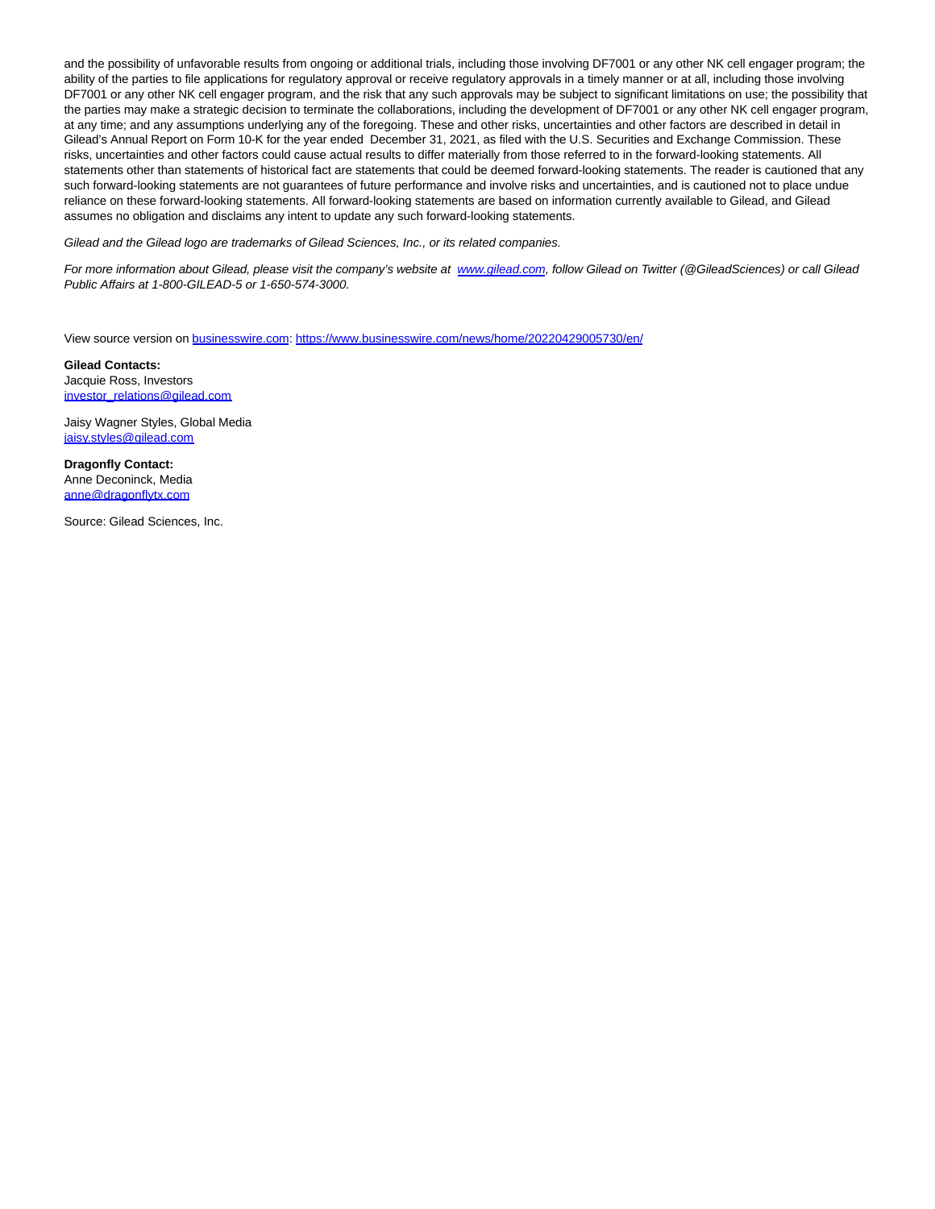and the possibility of unfavorable results from ongoing or additional trials, including those involving DF7001 or any other NK cell engager program; the ability of the parties to file applications for regulatory approval or receive regulatory approvals in a timely manner or at all, including those involving DF7001 or any other NK cell engager program, and the risk that any such approvals may be subject to significant limitations on use; the possibility that the parties may make a strategic decision to terminate the collaborations, including the development of DF7001 or any other NK cell engager program, at any time; and any assumptions underlying any of the foregoing. These and other risks, uncertainties and other factors are described in detail in Gilead's Annual Report on Form 10-K for the year ended December 31, 2021, as filed with the U.S. Securities and Exchange Commission. These risks, uncertainties and other factors could cause actual results to differ materially from those referred to in the forward-looking statements. All statements other than statements of historical fact are statements that could be deemed forward-looking statements. The reader is cautioned that any such forward-looking statements are not guarantees of future performance and involve risks and uncertainties, and is cautioned not to place undue reliance on these forward-looking statements. All forward-looking statements are based on information currently available to Gilead, and Gilead assumes no obligation and disclaims any intent to update any such forward-looking statements.

*Gilead and the Gilead logo are trademarks of Gilead Sciences, Inc., or its related companies.*

*For more information about Gilead, please visit the company's website at [www.gilead.com](http://www.gilead.com), follow Gilead on Twitter (@GileadSciences) or call Gilead Public Affairs at 1-800-GILEAD-5 or 1-650-574-3000.*

View source version on [businesswire.com](https://www.businesswire.com): [https://www.businesswire.com/news/home/20220429005730/en/](https://www.businesswire.com/news/home/20220429005730/en/)

**Gilead Contacts:**
Jacquie Ross, Investors
[investor_relations@gilead.com](mailto:investor_relations@gilead.com)

Jaisy Wagner Styles, Global Media
[jaisy.styles@gilead.com](mailto:jaisy.styles@gilead.com)

**Dragonfly Contact:**
Anne Deconinck, Media
[anne@dragonflytx.com](mailto:anne@dragonflytx.com)

Source: Gilead Sciences, Inc.